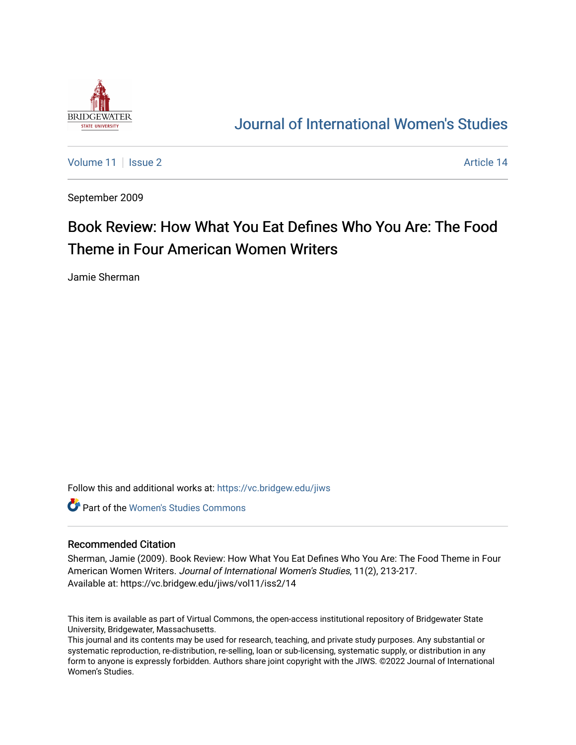Journal of International Women's Studies

Volume 11 | Issue 2 — Article 14

September 2009

# Book Review: How What You Eat Defines Who You Are: The Food Theme in Four American Women Writers

Jamie Sherman

Follow this and additional works at: https://vc.bridgew.edu/jiws

Part of the Women's Studies Commons

## Recommended Citation

Sherman, Jamie (2009). Book Review: How What You Eat Defines Who You Are: The Food Theme in Four American Women Writers. *Journal of International Women's Studies*, 11(2), 213-217.
Available at: https://vc.bridgew.edu/jiws/vol11/iss2/14

This item is available as part of Virtual Commons, the open-access institutional repository of Bridgewater State University, Bridgewater, Massachusetts.
This journal and its contents may be used for research, teaching, and private study purposes. Any substantial or systematic reproduction, re-distribution, re-selling, loan or sub-licensing, systematic supply, or distribution in any form to anyone is expressly forbidden. Authors share joint copyright with the JIWS. ©2022 Journal of International Women's Studies.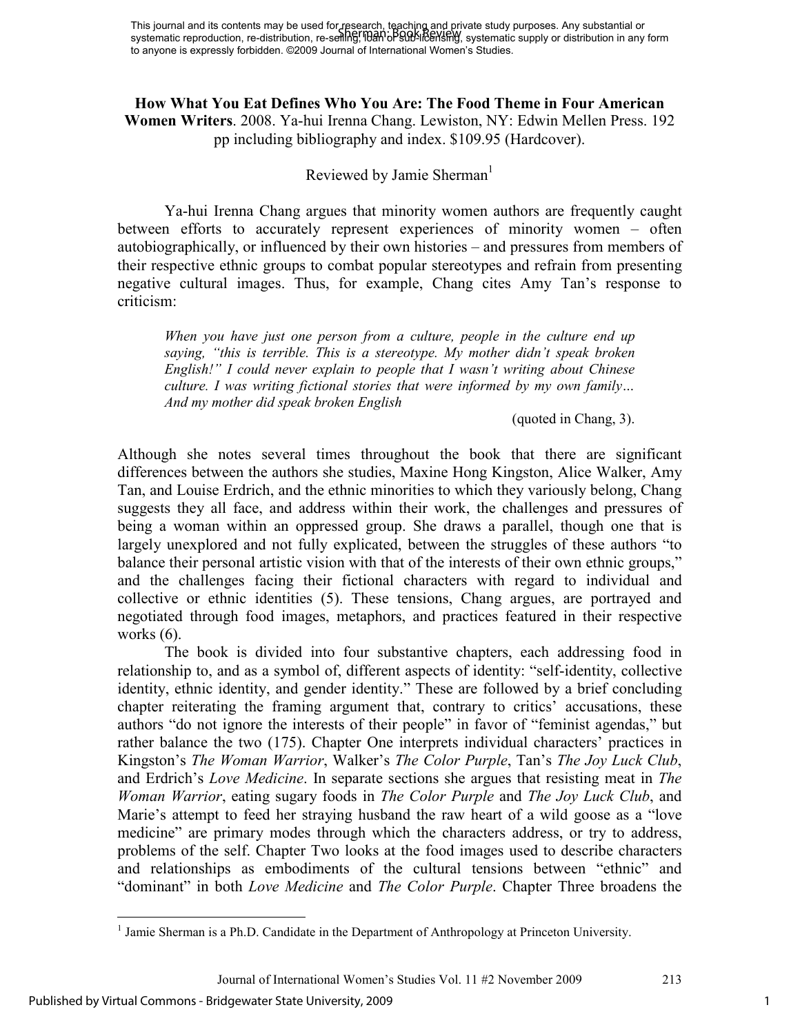This journal and its contents may be used for research, teaching and private study purposes. Any substantial or systematic reproduction, re-distribution, re-selling, loan or sub-licensing, systematic supply or distribution in any form to anyone is expressly forbidden. ©2009 Journal of International Women's Studies.

**How What You Eat Defines Who You Are: The Food Theme in Four American Women Writers**. 2008. Ya-hui Irenna Chang. Lewiston, NY: Edwin Mellen Press. 192 pp including bibliography and index. $109.95 (Hardcover).

Reviewed by Jamie Sherman[1]

Ya-hui Irenna Chang argues that minority women authors are frequently caught between efforts to accurately represent experiences of minority women – often autobiographically, or influenced by their own histories – and pressures from members of their respective ethnic groups to combat popular stereotypes and refrain from presenting negative cultural images. Thus, for example, Chang cites Amy Tan's response to criticism:

> *When you have just one person from a culture, people in the culture end up saying, "this is terrible. This is a stereotype. My mother didn't speak broken English!" I could never explain to people that I wasn't writing about Chinese culture. I was writing fictional stories that were informed by my own family… And my mother did speak broken English*
>
> (quoted in Chang, 3).

Although she notes several times throughout the book that there are significant differences between the authors she studies, Maxine Hong Kingston, Alice Walker, Amy Tan, and Louise Erdrich, and the ethnic minorities to which they variously belong, Chang suggests they all face, and address within their work, the challenges and pressures of being a woman within an oppressed group. She draws a parallel, though one that is largely unexplored and not fully explicated, between the struggles of these authors "to balance their personal artistic vision with that of the interests of their own ethnic groups," and the challenges facing their fictional characters with regard to individual and collective or ethnic identities (5). These tensions, Chang argues, are portrayed and negotiated through food images, metaphors, and practices featured in their respective works (6).

The book is divided into four substantive chapters, each addressing food in relationship to, and as a symbol of, different aspects of identity: "self-identity, collective identity, ethnic identity, and gender identity." These are followed by a brief concluding chapter reiterating the framing argument that, contrary to critics' accusations, these authors "do not ignore the interests of their people" in favor of "feminist agendas," but rather balance the two (175). Chapter One interprets individual characters' practices in Kingston's *The Woman Warrior*, Walker's *The Color Purple*, Tan's *The Joy Luck Club*, and Erdrich's *Love Medicine*. In separate sections she argues that resisting meat in *The Woman Warrior*, eating sugary foods in *The Color Purple* and *The Joy Luck Club*, and Marie's attempt to feed her straying husband the raw heart of a wild goose as a "love medicine" are primary modes through which the characters address, or try to address, problems of the self. Chapter Two looks at the food images used to describe characters and relationships as embodiments of the cultural tensions between "ethnic" and "dominant" in both *Love Medicine* and *The Color Purple*. Chapter Three broadens the

[1] Jamie Sherman is a Ph.D. Candidate in the Department of Anthropology at Princeton University.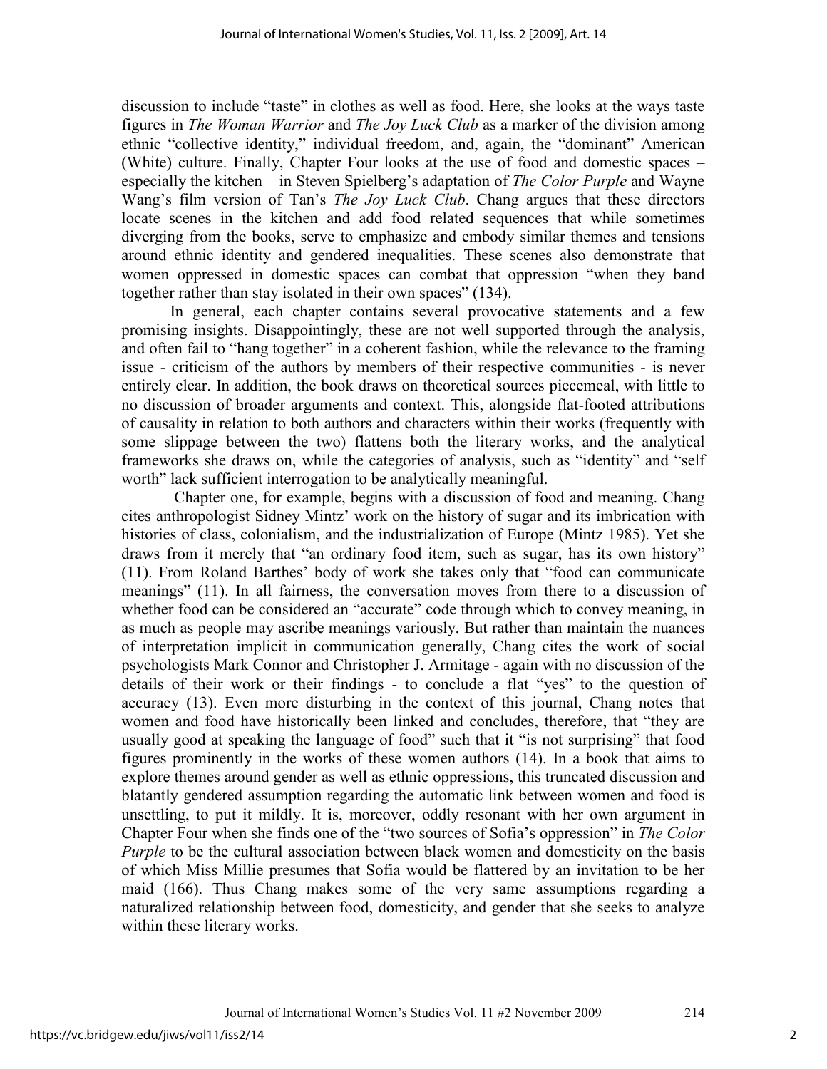discussion to include "taste" in clothes as well as food. Here, she looks at the ways taste figures in *The Woman Warrior* and *The Joy Luck Club* as a marker of the division among ethnic "collective identity," individual freedom, and, again, the "dominant" American (White) culture. Finally, Chapter Four looks at the use of food and domestic spaces – especially the kitchen – in Steven Spielberg's adaptation of *The Color Purple* and Wayne Wang's film version of Tan's *The Joy Luck Club*. Chang argues that these directors locate scenes in the kitchen and add food related sequences that while sometimes diverging from the books, serve to emphasize and embody similar themes and tensions around ethnic identity and gendered inequalities. These scenes also demonstrate that women oppressed in domestic spaces can combat that oppression "when they band together rather than stay isolated in their own spaces" (134).

In general, each chapter contains several provocative statements and a few promising insights. Disappointingly, these are not well supported through the analysis, and often fail to "hang together" in a coherent fashion, while the relevance to the framing issue - criticism of the authors by members of their respective communities - is never entirely clear. In addition, the book draws on theoretical sources piecemeal, with little to no discussion of broader arguments and context. This, alongside flat-footed attributions of causality in relation to both authors and characters within their works (frequently with some slippage between the two) flattens both the literary works, and the analytical frameworks she draws on, while the categories of analysis, such as "identity" and "self worth" lack sufficient interrogation to be analytically meaningful.

Chapter one, for example, begins with a discussion of food and meaning. Chang cites anthropologist Sidney Mintz' work on the history of sugar and its imbrication with histories of class, colonialism, and the industrialization of Europe (Mintz 1985). Yet she draws from it merely that "an ordinary food item, such as sugar, has its own history" (11). From Roland Barthes' body of work she takes only that "food can communicate meanings" (11). In all fairness, the conversation moves from there to a discussion of whether food can be considered an "accurate" code through which to convey meaning, in as much as people may ascribe meanings variously. But rather than maintain the nuances of interpretation implicit in communication generally, Chang cites the work of social psychologists Mark Connor and Christopher J. Armitage - again with no discussion of the details of their work or their findings - to conclude a flat "yes" to the question of accuracy (13). Even more disturbing in the context of this journal, Chang notes that women and food have historically been linked and concludes, therefore, that "they are usually good at speaking the language of food" such that it "is not surprising" that food figures prominently in the works of these women authors (14). In a book that aims to explore themes around gender as well as ethnic oppressions, this truncated discussion and blatantly gendered assumption regarding the automatic link between women and food is unsettling, to put it mildly. It is, moreover, oddly resonant with her own argument in Chapter Four when she finds one of the "two sources of Sofia's oppression" in *The Color Purple* to be the cultural association between black women and domesticity on the basis of which Miss Millie presumes that Sofia would be flattered by an invitation to be her maid (166). Thus Chang makes some of the very same assumptions regarding a naturalized relationship between food, domesticity, and gender that she seeks to analyze within these literary works.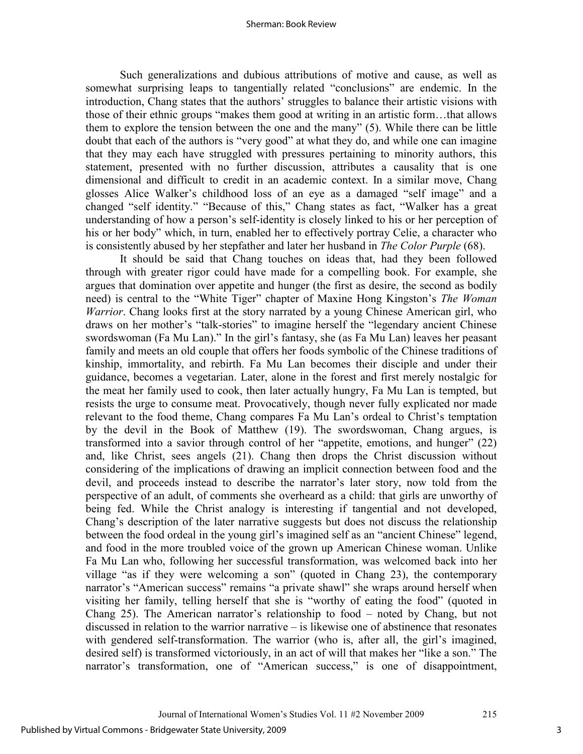Such generalizations and dubious attributions of motive and cause, as well as somewhat surprising leaps to tangentially related "conclusions" are endemic. In the introduction, Chang states that the authors' struggles to balance their artistic visions with those of their ethnic groups "makes them good at writing in an artistic form…that allows them to explore the tension between the one and the many" (5). While there can be little doubt that each of the authors is "very good" at what they do, and while one can imagine that they may each have struggled with pressures pertaining to minority authors, this statement, presented with no further discussion, attributes a causality that is one dimensional and difficult to credit in an academic context. In a similar move, Chang glosses Alice Walker's childhood loss of an eye as a damaged "self image" and a changed "self identity." "Because of this," Chang states as fact, "Walker has a great understanding of how a person's self-identity is closely linked to his or her perception of his or her body" which, in turn, enabled her to effectively portray Celie, a character who is consistently abused by her stepfather and later her husband in *The Color Purple* (68).

It should be said that Chang touches on ideas that, had they been followed through with greater rigor could have made for a compelling book. For example, she argues that domination over appetite and hunger (the first as desire, the second as bodily need) is central to the "White Tiger" chapter of Maxine Hong Kingston's *The Woman Warrior*. Chang looks first at the story narrated by a young Chinese American girl, who draws on her mother's "talk-stories" to imagine herself the "legendary ancient Chinese swordswoman (Fa Mu Lan)." In the girl's fantasy, she (as Fa Mu Lan) leaves her peasant family and meets an old couple that offers her foods symbolic of the Chinese traditions of kinship, immortality, and rebirth. Fa Mu Lan becomes their disciple and under their guidance, becomes a vegetarian. Later, alone in the forest and first merely nostalgic for the meat her family used to cook, then later actually hungry, Fa Mu Lan is tempted, but resists the urge to consume meat. Provocatively, though never fully explicated nor made relevant to the food theme, Chang compares Fa Mu Lan's ordeal to Christ's temptation by the devil in the Book of Matthew (19). The swordswoman, Chang argues, is transformed into a savior through control of her "appetite, emotions, and hunger" (22) and, like Christ, sees angels (21). Chang then drops the Christ discussion without considering of the implications of drawing an implicit connection between food and the devil, and proceeds instead to describe the narrator's later story, now told from the perspective of an adult, of comments she overheard as a child: that girls are unworthy of being fed. While the Christ analogy is interesting if tangential and not developed, Chang's description of the later narrative suggests but does not discuss the relationship between the food ordeal in the young girl's imagined self as an "ancient Chinese" legend, and food in the more troubled voice of the grown up American Chinese woman. Unlike Fa Mu Lan who, following her successful transformation, was welcomed back into her village "as if they were welcoming a son" (quoted in Chang 23), the contemporary narrator's "American success" remains "a private shawl" she wraps around herself when visiting her family, telling herself that she is "worthy of eating the food" (quoted in Chang 25). The American narrator's relationship to food – noted by Chang, but not discussed in relation to the warrior narrative – is likewise one of abstinence that resonates with gendered self-transformation. The warrior (who is, after all, the girl's imagined, desired self) is transformed victoriously, in an act of will that makes her "like a son." The narrator's transformation, one of "American success," is one of disappointment,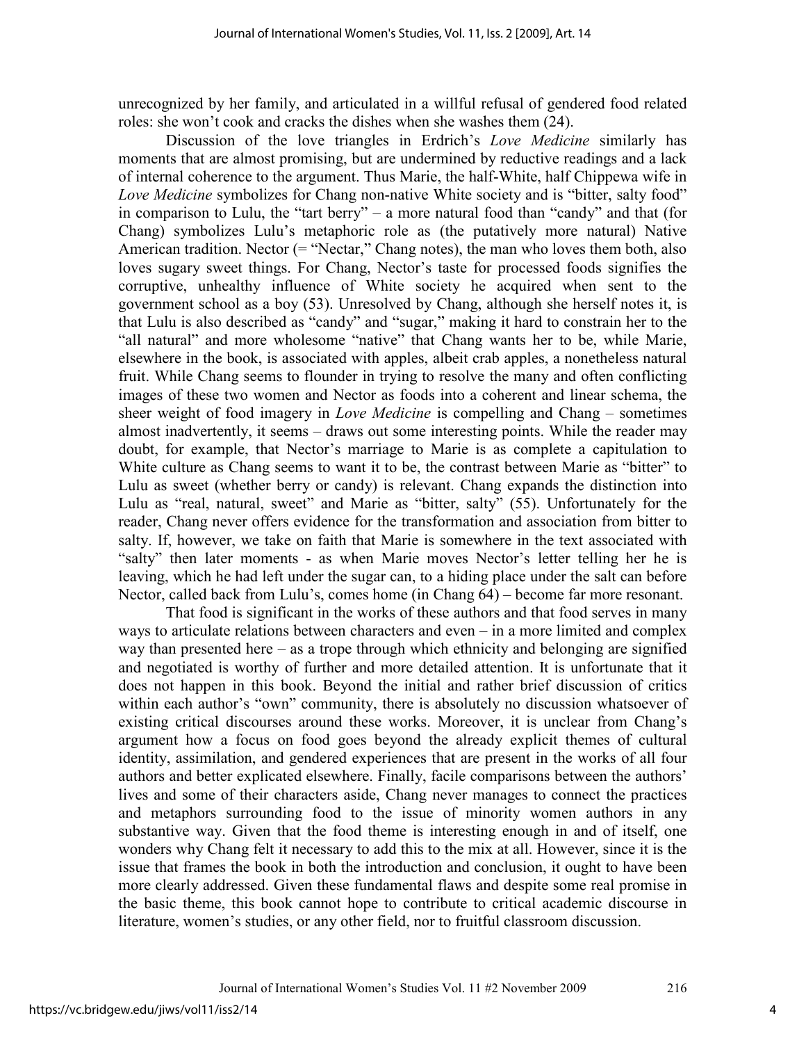unrecognized by her family, and articulated in a willful refusal of gendered food related roles: she won't cook and cracks the dishes when she washes them (24).

Discussion of the love triangles in Erdrich's *Love Medicine* similarly has moments that are almost promising, but are undermined by reductive readings and a lack of internal coherence to the argument. Thus Marie, the half-White, half Chippewa wife in *Love Medicine* symbolizes for Chang non-native White society and is "bitter, salty food" in comparison to Lulu, the "tart berry" – a more natural food than "candy" and that (for Chang) symbolizes Lulu's metaphoric role as (the putatively more natural) Native American tradition. Nector (= "Nectar," Chang notes), the man who loves them both, also loves sugary sweet things. For Chang, Nector's taste for processed foods signifies the corruptive, unhealthy influence of White society he acquired when sent to the government school as a boy (53). Unresolved by Chang, although she herself notes it, is that Lulu is also described as "candy" and "sugar," making it hard to constrain her to the "all natural" and more wholesome "native" that Chang wants her to be, while Marie, elsewhere in the book, is associated with apples, albeit crab apples, a nonetheless natural fruit. While Chang seems to flounder in trying to resolve the many and often conflicting images of these two women and Nector as foods into a coherent and linear schema, the sheer weight of food imagery in *Love Medicine* is compelling and Chang – sometimes almost inadvertently, it seems – draws out some interesting points. While the reader may doubt, for example, that Nector's marriage to Marie is as complete a capitulation to White culture as Chang seems to want it to be, the contrast between Marie as "bitter" to Lulu as sweet (whether berry or candy) is relevant. Chang expands the distinction into Lulu as "real, natural, sweet" and Marie as "bitter, salty" (55). Unfortunately for the reader, Chang never offers evidence for the transformation and association from bitter to salty. If, however, we take on faith that Marie is somewhere in the text associated with "salty" then later moments - as when Marie moves Nector's letter telling her he is leaving, which he had left under the sugar can, to a hiding place under the salt can before Nector, called back from Lulu's, comes home (in Chang 64) – become far more resonant.

That food is significant in the works of these authors and that food serves in many ways to articulate relations between characters and even – in a more limited and complex way than presented here – as a trope through which ethnicity and belonging are signified and negotiated is worthy of further and more detailed attention. It is unfortunate that it does not happen in this book. Beyond the initial and rather brief discussion of critics within each author's "own" community, there is absolutely no discussion whatsoever of existing critical discourses around these works. Moreover, it is unclear from Chang's argument how a focus on food goes beyond the already explicit themes of cultural identity, assimilation, and gendered experiences that are present in the works of all four authors and better explicated elsewhere. Finally, facile comparisons between the authors' lives and some of their characters aside, Chang never manages to connect the practices and metaphors surrounding food to the issue of minority women authors in any substantive way. Given that the food theme is interesting enough in and of itself, one wonders why Chang felt it necessary to add this to the mix at all. However, since it is the issue that frames the book in both the introduction and conclusion, it ought to have been more clearly addressed. Given these fundamental flaws and despite some real promise in the basic theme, this book cannot hope to contribute to critical academic discourse in literature, women's studies, or any other field, nor to fruitful classroom discussion.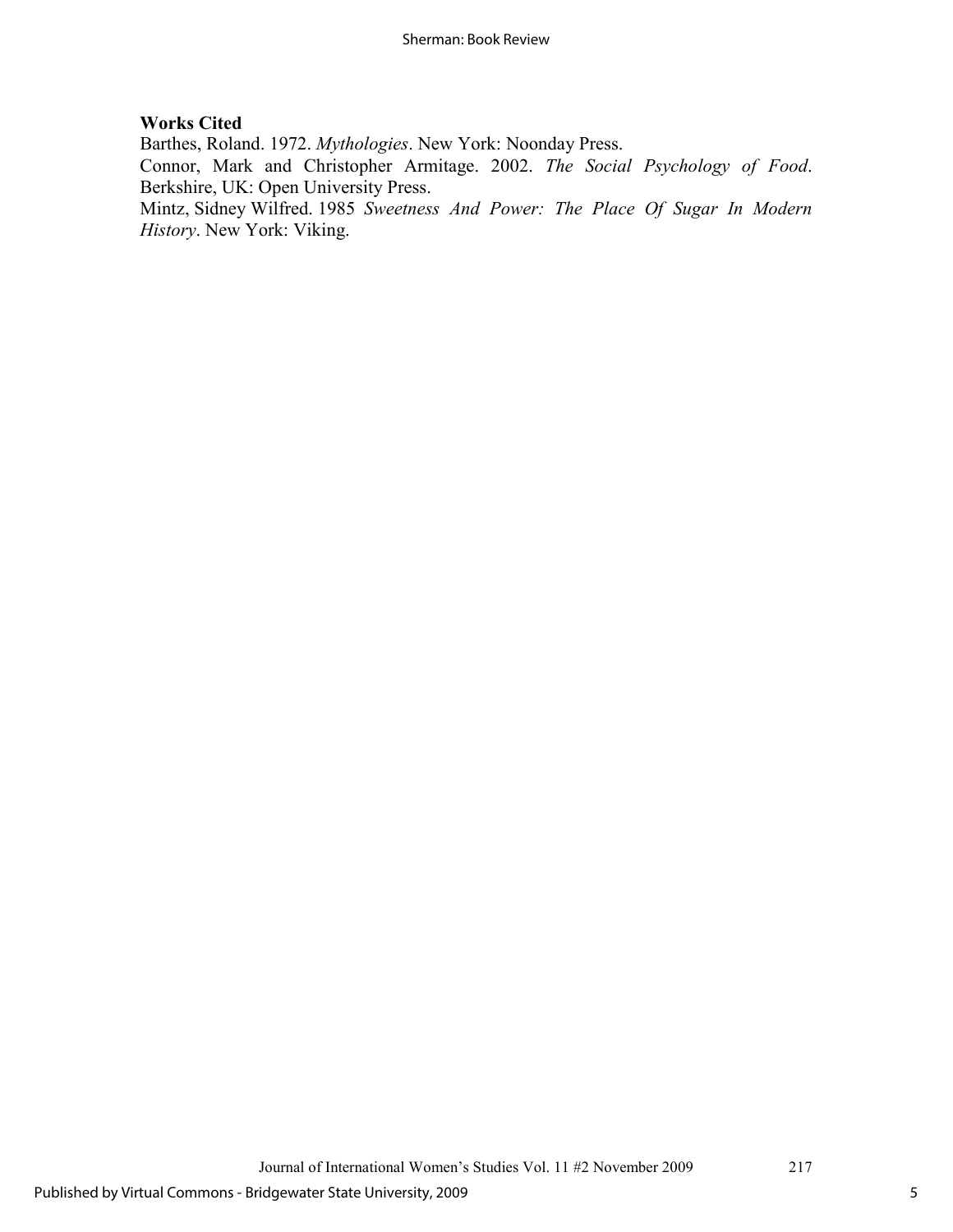**Works Cited**

Barthes, Roland. 1972. *Mythologies*. New York: Noonday Press.

Connor, Mark and Christopher Armitage. 2002. *The Social Psychology of Food*. Berkshire, UK: Open University Press.

Mintz, Sidney Wilfred. 1985 *Sweetness And Power: The Place Of Sugar In Modern History*. New York: Viking.